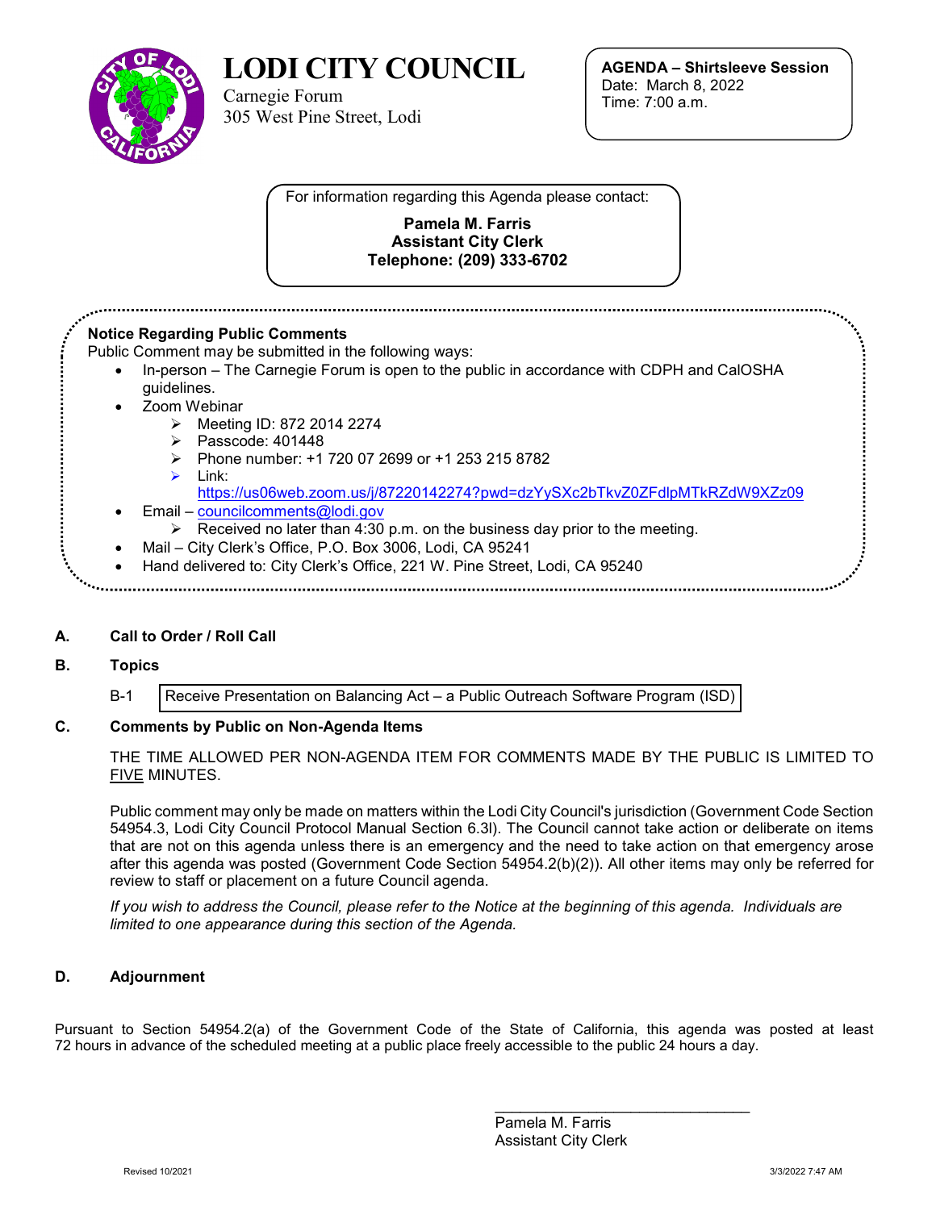# LODI CITY COUNCIL

Carnegie Forum
305 West Pine Street, Lodi

**AGENDA – Shirtsleeve Session**
Date: March 8, 2022
Time: 7:00 a.m.

For information regarding this Agenda please contact:

**Pamela M. Farris**
**Assistant City Clerk**
**Telephone: (209) 333-6702**

**Notice Regarding Public Comments**
Public Comment may be submitted in the following ways:

- In-person – The Carnegie Forum is open to the public in accordance with CDPH and CalOSHA guidelines.
- Zoom Webinar
  - Meeting ID: 872 2014 2274
  - Passcode: 401448
  - Phone number: +1 720 07 2699 or +1 253 215 8782
  - Link: https://us06web.zoom.us/j/87220142274?pwd=dzYySXc2bTkvZ0ZFdlpMTkRZdW9XZz09
- Email – councilcomments@lodi.gov
  - Received no later than 4:30 p.m. on the business day prior to the meeting.
- Mail – City Clerk's Office, P.O. Box 3006, Lodi, CA 95241
- Hand delivered to: City Clerk's Office, 221 W. Pine Street, Lodi, CA 95240

**A. Call to Order / Roll Call**

**B. Topics**

B-1 Receive Presentation on Balancing Act – a Public Outreach Software Program (ISD)

**C. Comments by Public on Non-Agenda Items**

THE TIME ALLOWED PER NON-AGENDA ITEM FOR COMMENTS MADE BY THE PUBLIC IS LIMITED TO FIVE MINUTES.

Public comment may only be made on matters within the Lodi City Council's jurisdiction (Government Code Section 54954.3, Lodi City Council Protocol Manual Section 6.3l). The Council cannot take action or deliberate on items that are not on this agenda unless there is an emergency and the need to take action on that emergency arose after this agenda was posted (Government Code Section 54954.2(b)(2)). All other items may only be referred for review to staff or placement on a future Council agenda.

*If you wish to address the Council, please refer to the Notice at the beginning of this agenda. Individuals are limited to one appearance during this section of the Agenda.*

**D. Adjournment**

Pursuant to Section 54954.2(a) of the Government Code of the State of California, this agenda was posted at least 72 hours in advance of the scheduled meeting at a public place freely accessible to the public 24 hours a day.

\_\_\_\_\_\_\_\_\_\_\_\_\_\_\_\_\_\_\_\_\_\_\_\_\_\_\_\_\_\_
Pamela M. Farris
Assistant City Clerk

Revised 10/2021 3/3/2022 7:47 AM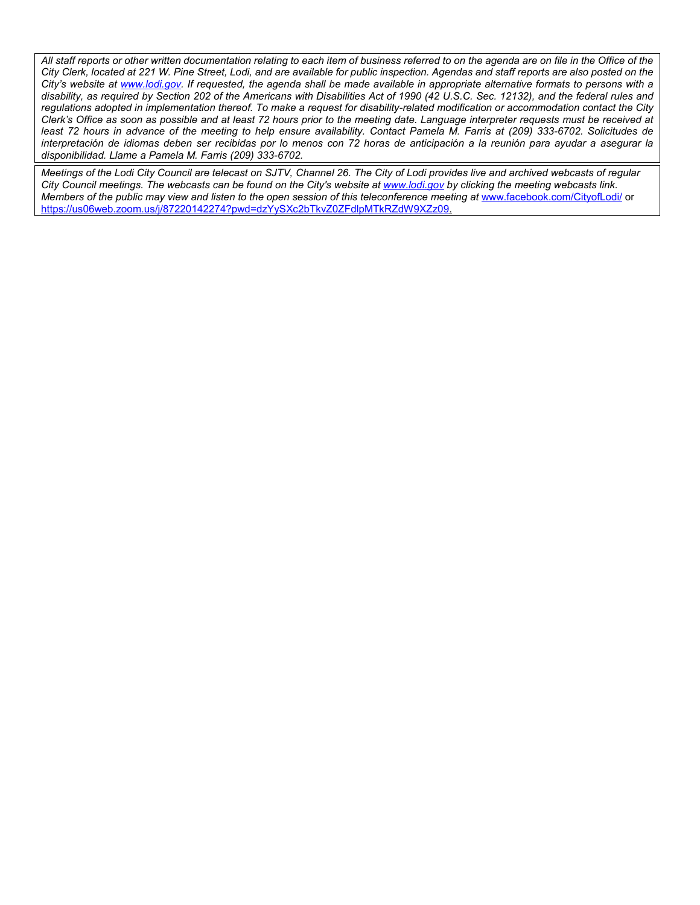*All staff reports or other written documentation relating to each item of business referred to on the agenda are on file in the Office of the City Clerk, located at 221 W. Pine Street, Lodi, and are available for public inspection. Agendas and staff reports are also posted on the City's website at [www.lodi.gov](http://www.lodi.gov). If requested, the agenda shall be made available in appropriate alternative formats to persons with a disability, as required by Section 202 of the Americans with Disabilities Act of 1990 (42 U.S.C. Sec. 12132), and the federal rules and regulations adopted in implementation thereof. To make a request for disability-related modification or accommodation contact the City Clerk's Office as soon as possible and at least 72 hours prior to the meeting date. Language interpreter requests must be received at least 72 hours in advance of the meeting to help ensure availability. Contact Pamela M. Farris at (209) 333-6702. Solicitudes de interpretación de idiomas deben ser recibidas por lo menos con 72 horas de anticipación a la reunión para ayudar a asegurar la disponibilidad. Llame a Pamela M. Farris (209) 333-6702.*

*Meetings of the Lodi City Council are telecast on SJTV, Channel 26. The City of Lodi provides live and archived webcasts of regular City Council meetings. The webcasts can be found on the City's website at [www.lodi.gov](http://www.lodi.gov) by clicking the meeting webcasts link. Members of the public may view and listen to the open session of this teleconference meeting at* [www.facebook.com/CityofLodi/](http://www.facebook.com/CityofLodi/) or [https://us06web.zoom.us/j/87220142274?pwd=dzYySXc2bTkvZ0ZFdlpMTkRZdW9XZz09](https://us06web.zoom.us/j/87220142274?pwd=dzYySXc2bTkvZ0ZFdlpMTkRZdW9XZz09).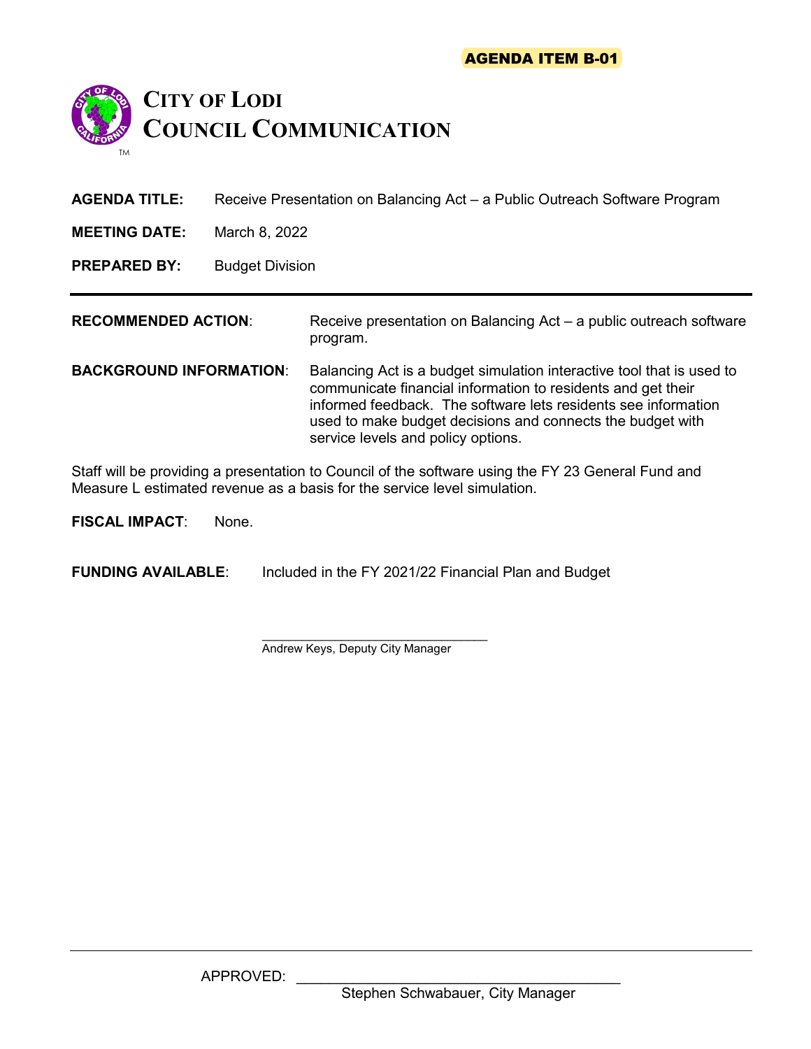AGENDA ITEM B-01

# CITY OF LODI
# COUNCIL COMMUNICATION

**AGENDA TITLE:** Receive Presentation on Balancing Act – a Public Outreach Software Program

**MEETING DATE:** March 8, 2022

**PREPARED BY:** Budget Division

---

**RECOMMENDED ACTION**: Receive presentation on Balancing Act – a public outreach software program.

**BACKGROUND INFORMATION**: Balancing Act is a budget simulation interactive tool that is used to communicate financial information to residents and get their informed feedback. The software lets residents see information used to make budget decisions and connects the budget with service levels and policy options.

Staff will be providing a presentation to Council of the software using the FY 23 General Fund and Measure L estimated revenue as a basis for the service level simulation.

**FISCAL IMPACT**: None.

**FUNDING AVAILABLE**: Included in the FY 2021/22 Financial Plan and Budget

_______________________________
Andrew Keys, Deputy City Manager

---

APPROVED: _______________________________
Stephen Schwabauer, City Manager